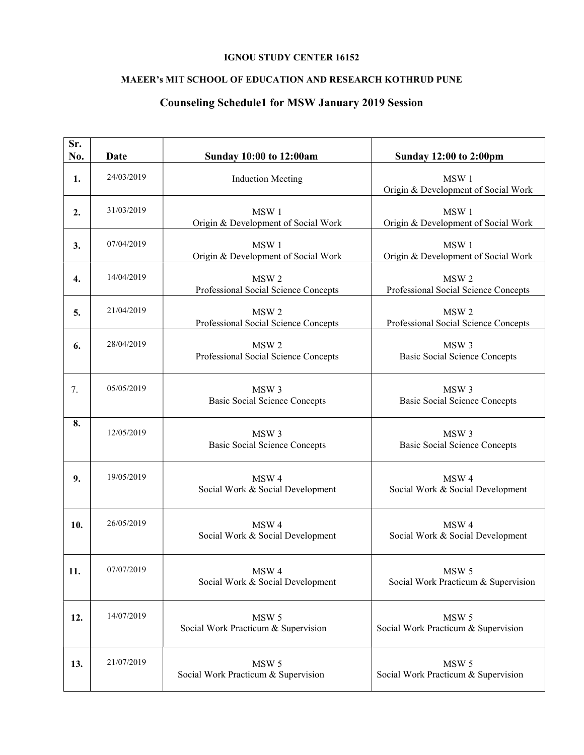**IGNOU STUDY CENTER 16152**

**MAEER's MIT SCHOOL OF EDUCATION AND RESEARCH KOTHRUD PUNE**

## Counseling Schedule1 for MSW January 2019 Session

| Sr. No. | Date | Sunday 10:00 to 12:00am | Sunday 12:00 to 2:00pm |
|---|---|---|---|
| 1. | 24/03/2019 | Induction Meeting | MSW 1<br>Origin & Development of Social Work |
| 2. | 31/03/2019 | MSW 1<br>Origin & Development of Social Work | MSW 1<br>Origin & Development of Social Work |
| 3. | 07/04/2019 | MSW 1<br>Origin & Development of Social Work | MSW 1<br>Origin & Development of Social Work |
| 4. | 14/04/2019 | MSW 2<br>Professional Social Science Concepts | MSW 2<br>Professional Social Science Concepts |
| 5. | 21/04/2019 | MSW 2<br>Professional Social Science Concepts | MSW 2<br>Professional Social Science Concepts |
| 6. | 28/04/2019 | MSW 2<br>Professional Social Science Concepts | MSW 3<br>Basic Social Science Concepts |
| 7. | 05/05/2019 | MSW 3<br>Basic Social Science Concepts | MSW 3<br>Basic Social Science Concepts |
| 8. | 12/05/2019 | MSW 3<br>Basic Social Science Concepts | MSW 3<br>Basic Social Science Concepts |
| 9. | 19/05/2019 | MSW 4<br>Social Work & Social Development | MSW 4<br>Social Work & Social Development |
| 10. | 26/05/2019 | MSW 4<br>Social Work & Social Development | MSW 4<br>Social Work & Social Development |
| 11. | 07/07/2019 | MSW 4<br>Social Work & Social Development | MSW 5<br>Social Work Practicum & Supervision |
| 12. | 14/07/2019 | MSW 5<br>Social Work Practicum & Supervision | MSW 5<br>Social Work Practicum & Supervision |
| 13. | 21/07/2019 | MSW 5<br>Social Work Practicum & Supervision | MSW 5<br>Social Work Practicum & Supervision |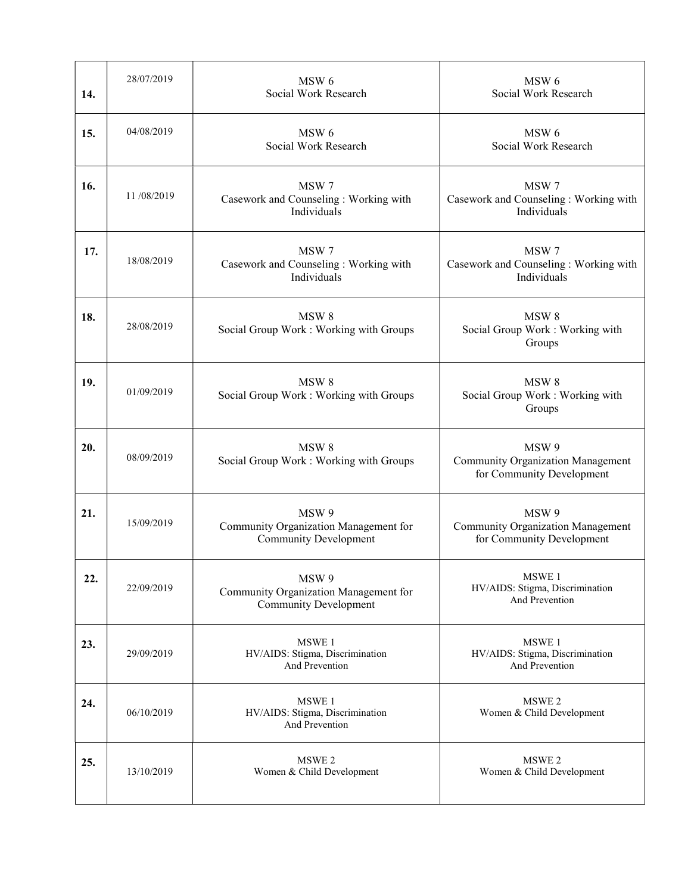| | | | |
|---|---|---|---|
| **14.** | 28/07/2019 | MSW 6<br>Social Work Research | MSW 6<br>Social Work Research |
| **15.** | 04/08/2019 | MSW 6<br>Social Work Research | MSW 6<br>Social Work Research |
| **16.** | 11 /08/2019 | MSW 7<br>Casework and Counseling : Working with Individuals | MSW 7<br>Casework and Counseling : Working with Individuals |
| **17.** | 18/08/2019 | MSW 7<br>Casework and Counseling : Working with Individuals | MSW 7<br>Casework and Counseling : Working with Individuals |
| **18.** | 28/08/2019 | MSW 8<br>Social Group Work : Working with Groups | MSW 8<br>Social Group Work : Working with Groups |
| **19.** | 01/09/2019 | MSW 8<br>Social Group Work : Working with Groups | MSW 8<br>Social Group Work : Working with Groups |
| **20.** | 08/09/2019 | MSW 8<br>Social Group Work : Working with Groups | MSW 9<br>Community Organization Management for Community Development |
| **21.** | 15/09/2019 | MSW 9<br>Community Organization Management for Community Development | MSW 9<br>Community Organization Management for Community Development |
| **22.** | 22/09/2019 | MSW 9<br>Community Organization Management for Community Development | MSWE 1<br>HV/AIDS: Stigma, Discrimination And Prevention |
| **23.** | 29/09/2019 | MSWE 1<br>HV/AIDS: Stigma, Discrimination And Prevention | MSWE 1<br>HV/AIDS: Stigma, Discrimination And Prevention |
| **24.** | 06/10/2019 | MSWE 1<br>HV/AIDS: Stigma, Discrimination And Prevention | MSWE 2<br>Women & Child Development |
| **25.** | 13/10/2019 | MSWE 2<br>Women & Child Development | MSWE 2<br>Women & Child Development |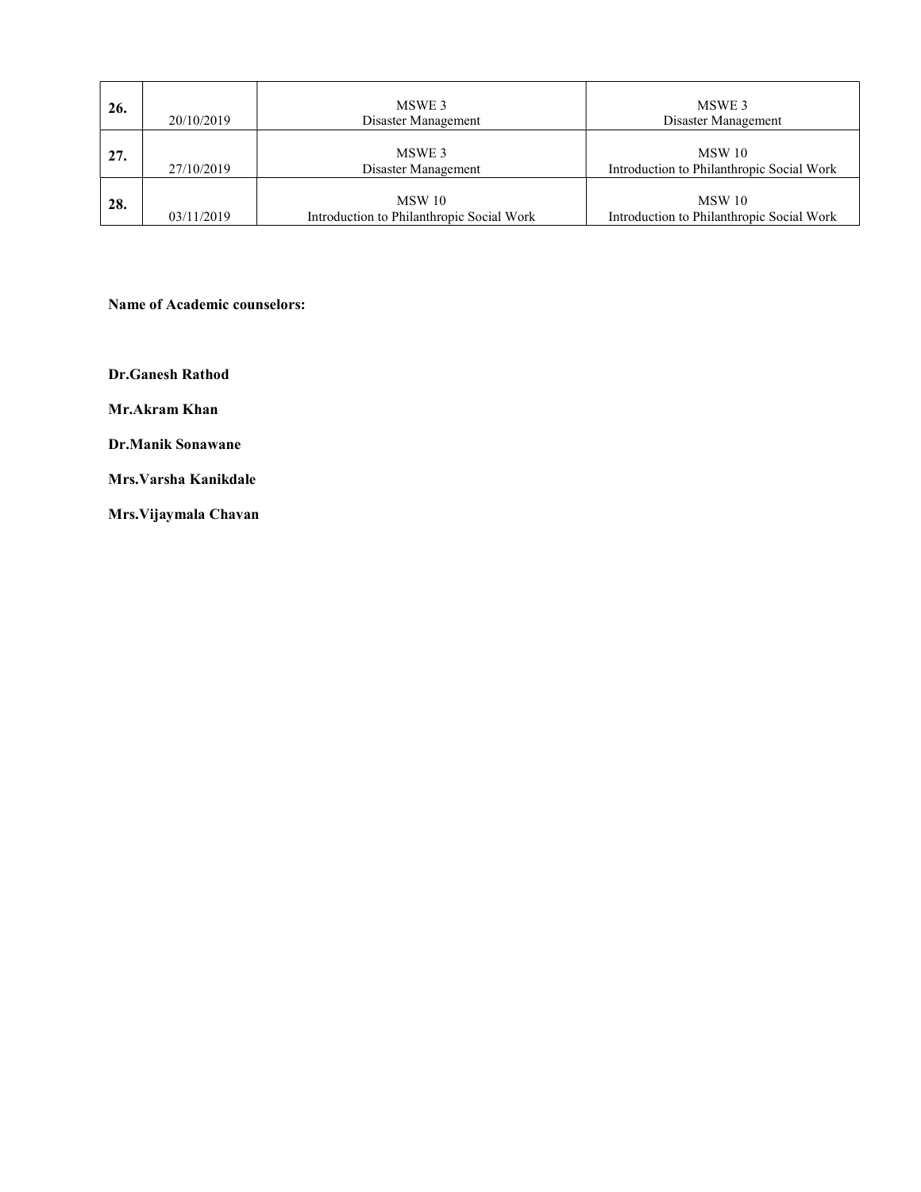| | | | |
|---|---|---|---|
| **26.** | 20/10/2019 | MSWE 3<br>Disaster Management | MSWE 3<br>Disaster Management |
| **27.** | 27/10/2019 | MSWE 3<br>Disaster Management | MSW 10<br>Introduction to Philanthropic Social Work |
| **28.** | 03/11/2019 | MSW 10<br>Introduction to Philanthropic Social Work | MSW 10<br>Introduction to Philanthropic Social Work |

**Name of Academic counselors:**

**Dr.Ganesh Rathod**

**Mr.Akram Khan**

**Dr.Manik Sonawane**

**Mrs.Varsha Kanikdale**

**Mrs.Vijaymala Chavan**